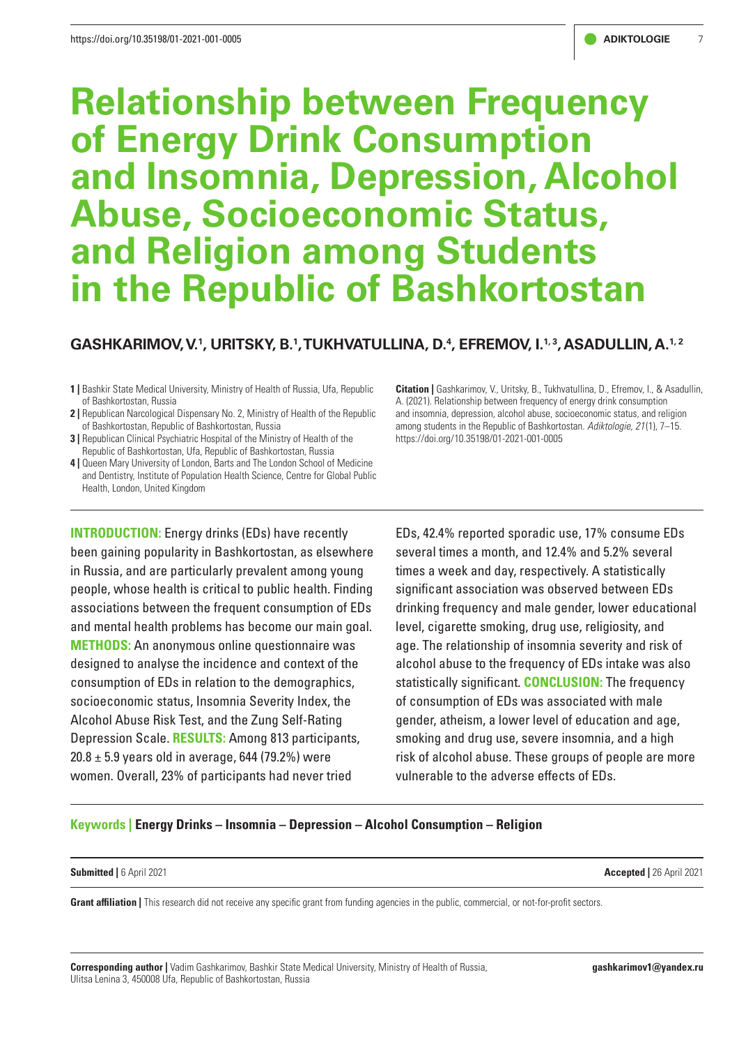# Relationship between Frequency of Energy Drink Consumption and Insomnia, Depression, Alcohol Abuse, Socioeconomic Status, and Religion among Students in the Republic of Bashkortostan

**GASHKARIMOV, V.[1], URITSKY, B.[1], TUKHVATULLINA, D.[4], EFREMOV, I.[1,3], ASADULLIN, A.[1,2]**

**1 |** Bashkir State Medical University, Ministry of Health of Russia, Ufa, Republic of Bashkortostan, Russia
**2 |** Republican Narcological Dispensary No. 2, Ministry of Health of the Republic of Bashkortostan, Republic of Bashkortostan, Russia
**3 |** Republican Clinical Psychiatric Hospital of the Ministry of Health of the Republic of Bashkortostan, Ufa, Republic of Bashkortostan, Russia
**4 |** Queen Mary University of London, Barts and The London School of Medicine and Dentistry, Institute of Population Health Science, Centre for Global Public Health, London, United Kingdom

**Citation |** Gashkarimov, V., Uritsky, B., Tukhvatullina, D., Efremov, I., & Asadullin, A. (2021). Relationship between frequency of energy drink consumption and insomnia, depression, alcohol abuse, socioeconomic status, and religion among students in the Republic of Bashkortostan. *Adiktologie, 21*(1), 7–15. https://doi.org/10.35198/01-2021-001-0005

**INTRODUCTION:** Energy drinks (EDs) have recently been gaining popularity in Bashkortostan, as elsewhere in Russia, and are particularly prevalent among young people, whose health is critical to public health. Finding associations between the frequent consumption of EDs and mental health problems has become our main goal. **METHODS:** An anonymous online questionnaire was designed to analyse the incidence and context of the consumption of EDs in relation to the demographics, socioeconomic status, Insomnia Severity Index, the Alcohol Abuse Risk Test, and the Zung Self-Rating Depression Scale. **RESULTS:** Among 813 participants, $20.8 \pm 5.9$ years old in average, 644 (79.2%) were women. Overall, 23% of participants had never tried EDs, 42.4% reported sporadic use, 17% consume EDs several times a month, and 12.4% and 5.2% several times a week and day, respectively. A statistically significant association was observed between EDs drinking frequency and male gender, lower educational level, cigarette smoking, drug use, religiosity, and age. The relationship of insomnia severity and risk of alcohol abuse to the frequency of EDs intake was also statistically significant. **CONCLUSION:** The frequency of consumption of EDs was associated with male gender, atheism, a lower level of education and age, smoking and drug use, severe insomnia, and a high risk of alcohol abuse. These groups of people are more vulnerable to the adverse effects of EDs.

**Keywords | Energy Drinks – Insomnia – Depression – Alcohol Consumption – Religion**

**Submitted |** 6 April 2021 **Accepted |** 26 April 2021

**Grant affiliation |** This research did not receive any specific grant from funding agencies in the public, commercial, or not-for-profit sectors.

**Corresponding author |** Vadim Gashkarimov, Bashkir State Medical University, Ministry of Health of Russia, Ulitsa Lenina 3, 450008 Ufa, Republic of Bashkortostan, Russia **gashkarimov1@yandex.ru**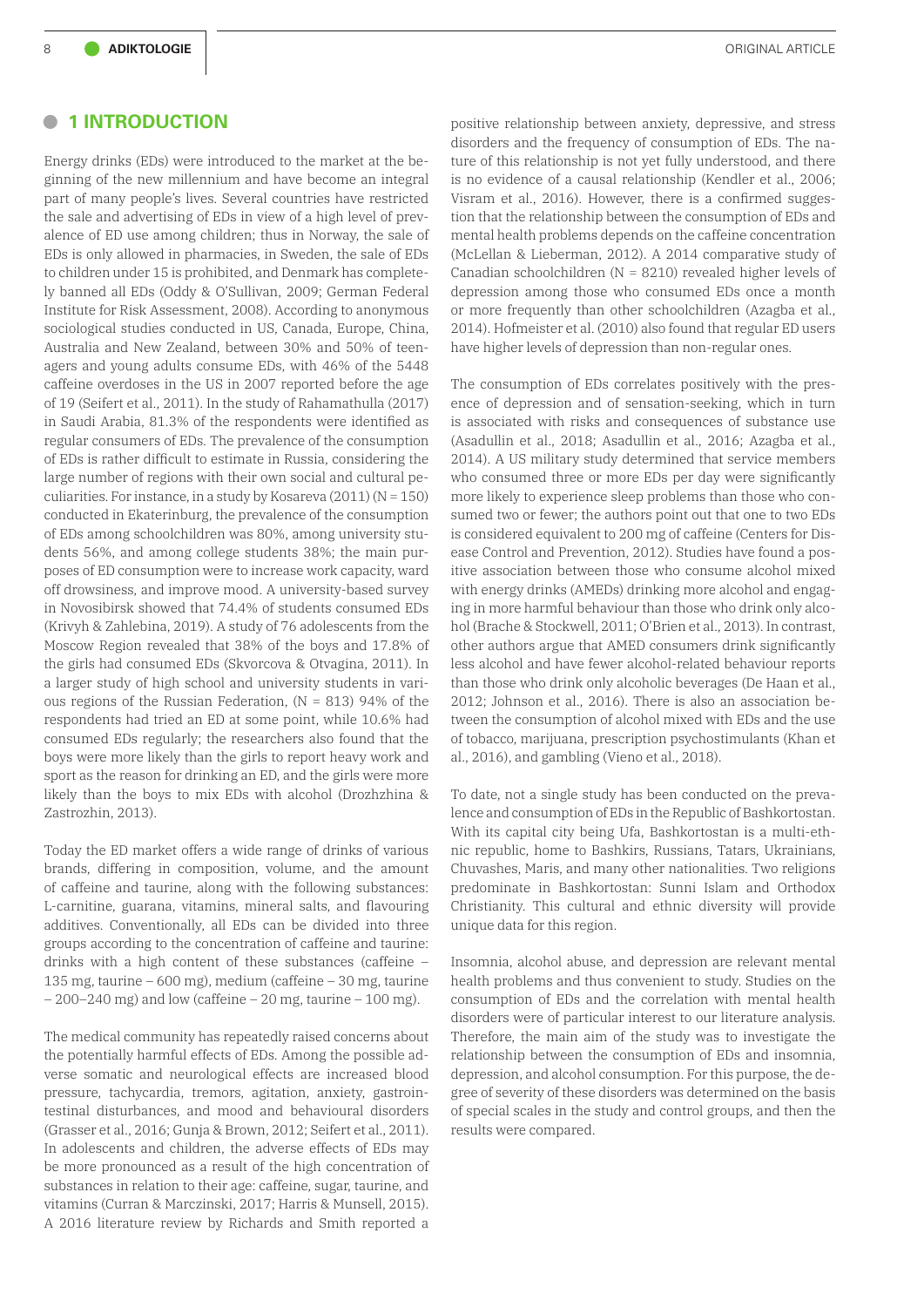## 1 INTRODUCTION

Energy drinks (EDs) were introduced to the market at the beginning of the new millennium and have become an integral part of many people's lives. Several countries have restricted the sale and advertising of EDs in view of a high level of prevalence of ED use among children; thus in Norway, the sale of EDs is only allowed in pharmacies, in Sweden, the sale of EDs to children under 15 is prohibited, and Denmark has completely banned all EDs (Oddy & O'Sullivan, 2009; German Federal Institute for Risk Assessment, 2008). According to anonymous sociological studies conducted in US, Canada, Europe, China, Australia and New Zealand, between 30% and 50% of teenagers and young adults consume EDs, with 46% of the 5448 caffeine overdoses in the US in 2007 reported before the age of 19 (Seifert et al., 2011). In the study of Rahamathulla (2017) in Saudi Arabia, 81.3% of the respondents were identified as regular consumers of EDs. The prevalence of the consumption of EDs is rather difficult to estimate in Russia, considering the large number of regions with their own social and cultural peculiarities. For instance, in a study by Kosareva (2011) (N = 150) conducted in Ekaterinburg, the prevalence of the consumption of EDs among schoolchildren was 80%, among university students 56%, and among college students 38%; the main purposes of ED consumption were to increase work capacity, ward off drowsiness, and improve mood. A university-based survey in Novosibirsk showed that 74.4% of students consumed EDs (Krivyh & Zahlebina, 2019). A study of 76 adolescents from the Moscow Region revealed that 38% of the boys and 17.8% of the girls had consumed EDs (Skvorcova & Otvagina, 2011). In a larger study of high school and university students in various regions of the Russian Federation, (N = 813) 94% of the respondents had tried an ED at some point, while 10.6% had consumed EDs regularly; the researchers also found that the boys were more likely than the girls to report heavy work and sport as the reason for drinking an ED, and the girls were more likely than the boys to mix EDs with alcohol (Drozhzhina & Zastrozhin, 2013).

Today the ED market offers a wide range of drinks of various brands, differing in composition, volume, and the amount of caffeine and taurine, along with the following substances: L-carnitine, guarana, vitamins, mineral salts, and flavouring additives. Conventionally, all EDs can be divided into three groups according to the concentration of caffeine and taurine: drinks with a high content of these substances (caffeine – 135 mg, taurine – 600 mg), medium (caffeine – 30 mg, taurine – 200–240 mg) and low (caffeine – 20 mg, taurine – 100 mg).

The medical community has repeatedly raised concerns about the potentially harmful effects of EDs. Among the possible adverse somatic and neurological effects are increased blood pressure, tachycardia, tremors, agitation, anxiety, gastrointestinal disturbances, and mood and behavioural disorders (Grasser et al., 2016; Gunja & Brown, 2012; Seifert et al., 2011). In adolescents and children, the adverse effects of EDs may be more pronounced as a result of the high concentration of substances in relation to their age: caffeine, sugar, taurine, and vitamins (Curran & Marczinski, 2017; Harris & Munsell, 2015). A 2016 literature review by Richards and Smith reported a positive relationship between anxiety, depressive, and stress disorders and the frequency of consumption of EDs. The nature of this relationship is not yet fully understood, and there is no evidence of a causal relationship (Kendler et al., 2006; Visram et al., 2016). However, there is a confirmed suggestion that the relationship between the consumption of EDs and mental health problems depends on the caffeine concentration (McLellan & Lieberman, 2012). A 2014 comparative study of Canadian schoolchildren (N = 8210) revealed higher levels of depression among those who consumed EDs once a month or more frequently than other schoolchildren (Azagba et al., 2014). Hofmeister et al. (2010) also found that regular ED users have higher levels of depression than non-regular ones.

The consumption of EDs correlates positively with the presence of depression and of sensation-seeking, which in turn is associated with risks and consequences of substance use (Asadullin et al., 2018; Asadullin et al., 2016; Azagba et al., 2014). A US military study determined that service members who consumed three or more EDs per day were significantly more likely to experience sleep problems than those who consumed two or fewer; the authors point out that one to two EDs is considered equivalent to 200 mg of caffeine (Centers for Disease Control and Prevention, 2012). Studies have found a positive association between those who consume alcohol mixed with energy drinks (AMEDs) drinking more alcohol and engaging in more harmful behaviour than those who drink only alcohol (Brache & Stockwell, 2011; O'Brien et al., 2013). In contrast, other authors argue that AMED consumers drink significantly less alcohol and have fewer alcohol-related behaviour reports than those who drink only alcoholic beverages (De Haan et al., 2012; Johnson et al., 2016). There is also an association between the consumption of alcohol mixed with EDs and the use of tobacco, marijuana, prescription psychostimulants (Khan et al., 2016), and gambling (Vieno et al., 2018).

To date, not a single study has been conducted on the prevalence and consumption of EDs in the Republic of Bashkortostan. With its capital city being Ufa, Bashkortostan is a multi-ethnic republic, home to Bashkirs, Russians, Tatars, Ukrainians, Chuvashes, Maris, and many other nationalities. Two religions predominate in Bashkortostan: Sunni Islam and Orthodox Christianity. This cultural and ethnic diversity will provide unique data for this region.

Insomnia, alcohol abuse, and depression are relevant mental health problems and thus convenient to study. Studies on the consumption of EDs and the correlation with mental health disorders were of particular interest to our literature analysis. Therefore, the main aim of the study was to investigate the relationship between the consumption of EDs and insomnia, depression, and alcohol consumption. For this purpose, the degree of severity of these disorders was determined on the basis of special scales in the study and control groups, and then the results were compared.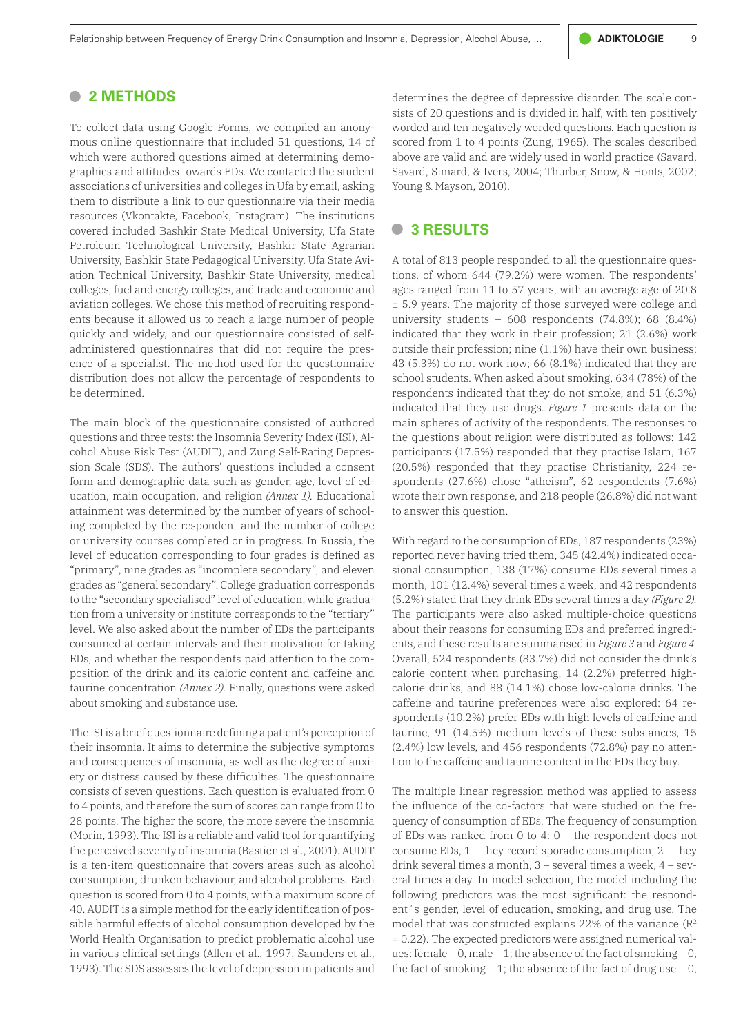## 2 METHODS

To collect data using Google Forms, we compiled an anonymous online questionnaire that included 51 questions, 14 of which were authored questions aimed at determining demographics and attitudes towards EDs. We contacted the student associations of universities and colleges in Ufa by email, asking them to distribute a link to our questionnaire via their media resources (Vkontakte, Facebook, Instagram). The institutions covered included Bashkir State Medical University, Ufa State Petroleum Technological University, Bashkir State Agrarian University, Bashkir State Pedagogical University, Ufa State Aviation Technical University, Bashkir State University, medical colleges, fuel and energy colleges, and trade and economic and aviation colleges. We chose this method of recruiting respondents because it allowed us to reach a large number of people quickly and widely, and our questionnaire consisted of self-administered questionnaires that did not require the presence of a specialist. The method used for the questionnaire distribution does not allow the percentage of respondents to be determined.

The main block of the questionnaire consisted of authored questions and three tests: the Insomnia Severity Index (ISI), Alcohol Abuse Risk Test (AUDIT), and Zung Self-Rating Depression Scale (SDS). The authors' questions included a consent form and demographic data such as gender, age, level of education, main occupation, and religion *(Annex 1)*. Educational attainment was determined by the number of years of schooling completed by the respondent and the number of college or university courses completed or in progress. In Russia, the level of education corresponding to four grades is defined as "primary", nine grades as "incomplete secondary", and eleven grades as "general secondary". College graduation corresponds to the "secondary specialised" level of education, while graduation from a university or institute corresponds to the "tertiary" level. We also asked about the number of EDs the participants consumed at certain intervals and their motivation for taking EDs, and whether the respondents paid attention to the composition of the drink and its caloric content and caffeine and taurine concentration *(Annex 2)*. Finally, questions were asked about smoking and substance use.

The ISI is a brief questionnaire defining a patient's perception of their insomnia. It aims to determine the subjective symptoms and consequences of insomnia, as well as the degree of anxiety or distress caused by these difficulties. The questionnaire consists of seven questions. Each question is evaluated from 0 to 4 points, and therefore the sum of scores can range from 0 to 28 points. The higher the score, the more severe the insomnia (Morin, 1993). The ISI is a reliable and valid tool for quantifying the perceived severity of insomnia (Bastien et al., 2001). AUDIT is a ten-item questionnaire that covers areas such as alcohol consumption, drunken behaviour, and alcohol problems. Each question is scored from 0 to 4 points, with a maximum score of 40. AUDIT is a simple method for the early identification of possible harmful effects of alcohol consumption developed by the World Health Organisation to predict problematic alcohol use in various clinical settings (Allen et al., 1997; Saunders et al., 1993). The SDS assesses the level of depression in patients and determines the degree of depressive disorder. The scale consists of 20 questions and is divided in half, with ten positively worded and ten negatively worded questions. Each question is scored from 1 to 4 points (Zung, 1965). The scales described above are valid and are widely used in world practice (Savard, Savard, Simard, & Ivers, 2004; Thurber, Snow, & Honts, 2002; Young & Mayson, 2010).

## 3 RESULTS

A total of 813 people responded to all the questionnaire questions, of whom 644 (79.2%) were women. The respondents' ages ranged from 11 to 57 years, with an average age of 20.8 ± 5.9 years. The majority of those surveyed were college and university students – 608 respondents (74.8%); 68 (8.4%) indicated that they work in their profession; 21 (2.6%) work outside their profession; nine (1.1%) have their own business; 43 (5.3%) do not work now; 66 (8.1%) indicated that they are school students. When asked about smoking, 634 (78%) of the respondents indicated that they do not smoke, and 51 (6.3%) indicated that they use drugs. *Figure 1* presents data on the main spheres of activity of the respondents. The responses to the questions about religion were distributed as follows: 142 participants (17.5%) responded that they practise Islam, 167 (20.5%) responded that they practise Christianity, 224 respondents (27.6%) chose "atheism", 62 respondents (7.6%) wrote their own response, and 218 people (26.8%) did not want to answer this question.

With regard to the consumption of EDs, 187 respondents (23%) reported never having tried them, 345 (42.4%) indicated occasional consumption, 138 (17%) consume EDs several times a month, 101 (12.4%) several times a week, and 42 respondents (5.2%) stated that they drink EDs several times a day *(Figure 2)*. The participants were also asked multiple-choice questions about their reasons for consuming EDs and preferred ingredients, and these results are summarised in *Figure 3* and *Figure 4*. Overall, 524 respondents (83.7%) did not consider the drink's calorie content when purchasing, 14 (2.2%) preferred high-calorie drinks, and 88 (14.1%) chose low-calorie drinks. The caffeine and taurine preferences were also explored: 64 respondents (10.2%) prefer EDs with high levels of caffeine and taurine, 91 (14.5%) medium levels of these substances, 15 (2.4%) low levels, and 456 respondents (72.8%) pay no attention to the caffeine and taurine content in the EDs they buy.

The multiple linear regression method was applied to assess the influence of the co-factors that were studied on the frequency of consumption of EDs. The frequency of consumption of EDs was ranked from 0 to 4: 0 – the respondent does not consume EDs, 1 – they record sporadic consumption, 2 – they drink several times a month, 3 – several times a week, 4 – several times a day. In model selection, the model including the following predictors was the most significant: the respondent's gender, level of education, smoking, and drug use. The model that was constructed explains 22% of the variance ($R^2$ = 0.22). The expected predictors were assigned numerical values: female – 0, male – 1; the absence of the fact of smoking – 0, the fact of smoking – 1; the absence of the fact of drug use – 0,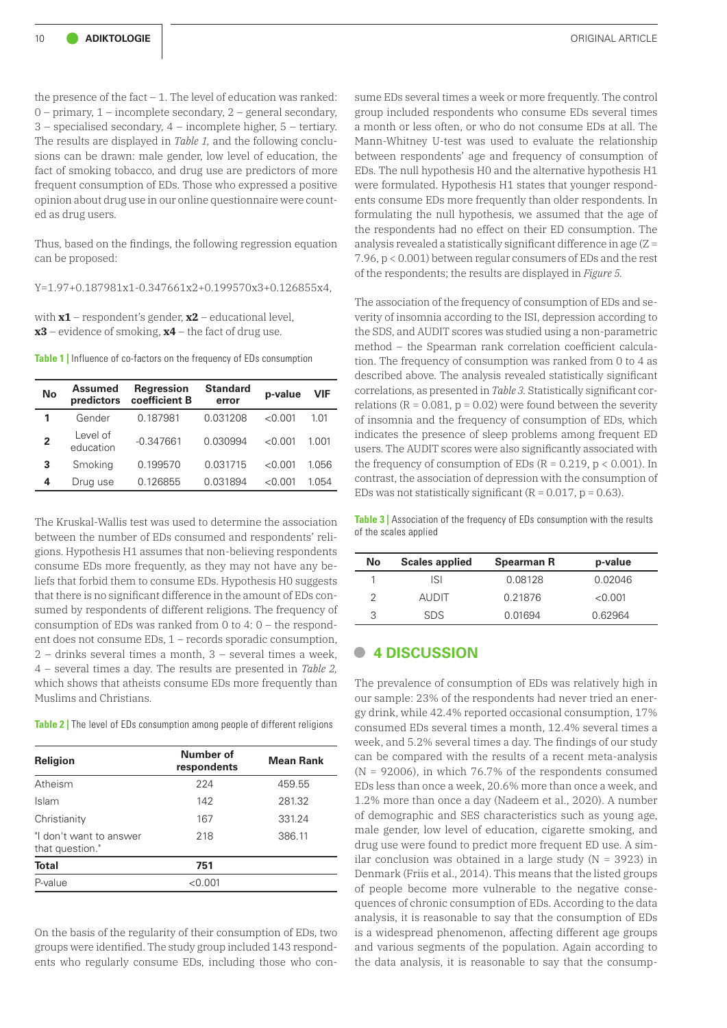the presence of the fact – 1. The level of education was ranked: 0 – primary, 1 – incomplete secondary, 2 – general secondary, 3 – specialised secondary, 4 – incomplete higher, 5 – tertiary. The results are displayed in *Table 1,* and the following conclusions can be drawn: male gender, low level of education, the fact of smoking tobacco, and drug use are predictors of more frequent consumption of EDs. Those who expressed a positive opinion about drug use in our online questionnaire were counted as drug users.

Thus, based on the findings, the following regression equation can be proposed:

$$Y=1.97+0.187981x1-0.347661x2+0.199570x3+0.126855x4,$$

with **x1** – respondent's gender, **x2** – educational level, **x3** – evidence of smoking, **x4** – the fact of drug use.

**Table 1 |** Influence of co-factors on the frequency of EDs consumption

| No | Assumed predictors | Regression coefficient B | Standard error | p-value | VIF |
|---|---|---|---|---|---|
| 1 | Gender | 0.187981 | 0.031208 | <0.001 | 1.01 |
| 2 | Level of education | -0.347661 | 0.030994 | <0.001 | 1.001 |
| 3 | Smoking | 0.199570 | 0.031715 | <0.001 | 1.056 |
| 4 | Drug use | 0.126855 | 0.031894 | <0.001 | 1.054 |

The Kruskal-Wallis test was used to determine the association between the number of EDs consumed and respondents' religions. Hypothesis H1 assumes that non-believing respondents consume EDs more frequently, as they may not have any beliefs that forbid them to consume EDs. Hypothesis H0 suggests that there is no significant difference in the amount of EDs consumed by respondents of different religions. The frequency of consumption of EDs was ranked from 0 to 4: 0 – the respondent does not consume EDs, 1 – records sporadic consumption, 2 – drinks several times a month, 3 – several times a week, 4 – several times a day. The results are presented in *Table 2,* which shows that atheists consume EDs more frequently than Muslims and Christians.

**Table 2 |** The level of EDs consumption among people of different religions

| Religion | Number of respondents | Mean Rank |
|---|---|---|
| Atheism | 224 | 459.55 |
| Islam | 142 | 281.32 |
| Christianity | 167 | 331.24 |
| "I don't want to answer that question." | 218 | 386.11 |
| **Total** | **751** | |
| P-value | <0.001 | |

On the basis of the regularity of their consumption of EDs, two groups were identified. The study group included 143 respondents who regularly consume EDs, including those who consume EDs several times a week or more frequently. The control group included respondents who consume EDs several times a month or less often, or who do not consume EDs at all. The Mann-Whitney U-test was used to evaluate the relationship between respondents' age and frequency of consumption of EDs. The null hypothesis H0 and the alternative hypothesis H1 were formulated. Hypothesis H1 states that younger respondents consume EDs more frequently than older respondents. In formulating the null hypothesis, we assumed that the age of the respondents had no effect on their ED consumption. The analysis revealed a statistically significant difference in age ($Z = 7.96$, $p < 0.001$) between regular consumers of EDs and the rest of the respondents; the results are displayed in *Figure 5.*

The association of the frequency of consumption of EDs and severity of insomnia according to the ISI, depression according to the SDS, and AUDIT scores was studied using a non-parametric method – the Spearman rank correlation coefficient calculation. The frequency of consumption was ranked from 0 to 4 as described above. The analysis revealed statistically significant correlations, as presented in *Table 3.* Statistically significant correlations ($R = 0.081$, $p = 0.02$) were found between the severity of insomnia and the frequency of consumption of EDs, which indicates the presence of sleep problems among frequent ED users. The AUDIT scores were also significantly associated with the frequency of consumption of EDs ($R = 0.219$, $p < 0.001$). In contrast, the association of depression with the consumption of EDs was not statistically significant ($R = 0.017$, $p = 0.63$).

**Table 3 |** Association of the frequency of EDs consumption with the results of the scales applied

| No | Scales applied | Spearman R | p-value |
|---|---|---|---|
| 1 | ISI | 0.08128 | 0.02046 |
| 2 | AUDIT | 0.21876 | <0.001 |
| 3 | SDS | 0.01694 | 0.62964 |

## 4 DISCUSSION

The prevalence of consumption of EDs was relatively high in our sample: 23% of the respondents had never tried an energy drink, while 42.4% reported occasional consumption, 17% consumed EDs several times a month, 12.4% several times a week, and 5.2% several times a day. The findings of our study can be compared with the results of a recent meta-analysis ($N = 92006$), in which 76.7% of the respondents consumed EDs less than once a week, 20.6% more than once a week, and 1.2% more than once a day (Nadeem et al., 2020). A number of demographic and SES characteristics such as young age, male gender, low level of education, cigarette smoking, and drug use were found to predict more frequent ED use. A similar conclusion was obtained in a large study ($N = 3923$) in Denmark (Friis et al., 2014). This means that the listed groups of people become more vulnerable to the negative consequences of chronic consumption of EDs. According to the data analysis, it is reasonable to say that the consumption of EDs is a widespread phenomenon, affecting different age groups and various segments of the population. Again according to the data analysis, it is reasonable to say that the consump-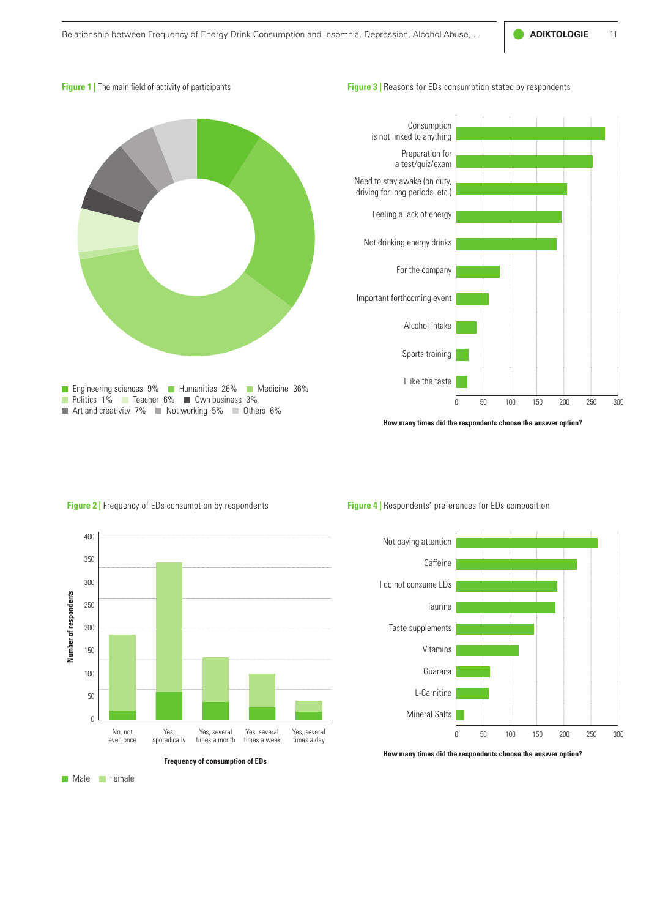**Figure 1 |** The main field of activity of participants

Engineering sciences 9% Humanities 26% Medicine 36%
Politics 1% Teacher 6% Own business 3%
Art and creativity 7% Not working 5% Others 6%

**Figure 3 |** Reasons for EDs consumption stated by respondents

Consumption is not linked to anything
Preparation for a test/quiz/exam
Need to stay awake (on duty, driving for long periods, etc.)
Feeling a lack of energy
Not drinking energy drinks
For the company
Important forthcoming event
Alcohol intake
Sports training
I like the taste

0 50 100 150 200 250 300

**How many times did the respondents choose the answer option?**

**Figure 2 |** Frequency of EDs consumption by respondents

**Number of respondents**

No, not even once | Yes, sporadically | Yes, several times a month | Yes, several times a week | Yes, several times a day

**Frequency of consumption of EDs**

Male Female

**Figure 4 |** Respondents' preferences for EDs composition

Not paying attention
Caffeine
I do not consume EDs
Taurine
Taste supplements
Vitamins
Guarana
L-Carnitine
Mineral Salts

0 50 100 150 200 250 300

**How many times did the respondents choose the answer option?**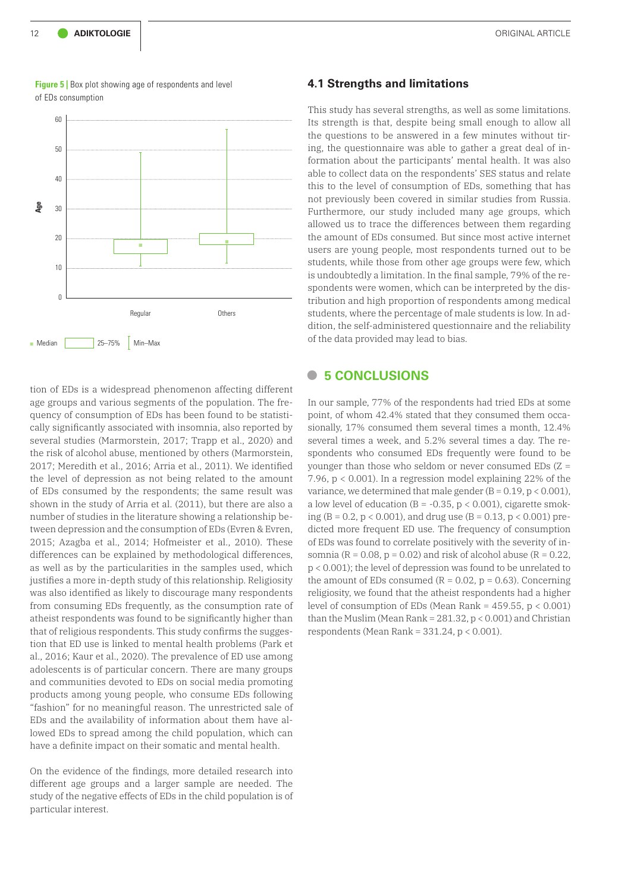**Figure 5 |** Box plot showing age of respondents and level of EDs consumption

tion of EDs is a widespread phenomenon affecting different age groups and various segments of the population. The frequency of consumption of EDs has been found to be statistically significantly associated with insomnia, also reported by several studies (Marmorstein, 2017; Trapp et al., 2020) and the risk of alcohol abuse, mentioned by others (Marmorstein, 2017; Meredith et al., 2016; Arria et al., 2011). We identified the level of depression as not being related to the amount of EDs consumed by the respondents; the same result was shown in the study of Arria et al. (2011), but there are also a number of studies in the literature showing a relationship between depression and the consumption of EDs (Evren & Evren, 2015; Azagba et al., 2014; Hofmeister et al., 2010). These differences can be explained by methodological differences, as well as by the particularities in the samples used, which justifies a more in-depth study of this relationship. Religiosity was also identified as likely to discourage many respondents from consuming EDs frequently, as the consumption rate of atheist respondents was found to be significantly higher than that of religious respondents. This study confirms the suggestion that ED use is linked to mental health problems (Park et al., 2016; Kaur et al., 2020). The prevalence of ED use among adolescents is of particular concern. There are many groups and communities devoted to EDs on social media promoting products among young people, who consume EDs following "fashion" for no meaningful reason. The unrestricted sale of EDs and the availability of information about them have allowed EDs to spread among the child population, which can have a definite impact on their somatic and mental health.

On the evidence of the findings, more detailed research into different age groups and a larger sample are needed. The study of the negative effects of EDs in the child population is of particular interest.

### 4.1 Strengths and limitations

This study has several strengths, as well as some limitations. Its strength is that, despite being small enough to allow all the questions to be answered in a few minutes without tiring, the questionnaire was able to gather a great deal of information about the participants' mental health. It was also able to collect data on the respondents' SES status and relate this to the level of consumption of EDs, something that has not previously been covered in similar studies from Russia. Furthermore, our study included many age groups, which allowed us to trace the differences between them regarding the amount of EDs consumed. But since most active internet users are young people, most respondents turned out to be students, while those from other age groups were few, which is undoubtedly a limitation. In the final sample, 79% of the respondents were women, which can be interpreted by the distribution and high proportion of respondents among medical students, where the percentage of male students is low. In addition, the self-administered questionnaire and the reliability of the data provided may lead to bias.

## 5 CONCLUSIONS

In our sample, 77% of the respondents had tried EDs at some point, of whom 42.4% stated that they consumed them occasionally, 17% consumed them several times a month, 12.4% several times a week, and 5.2% several times a day. The respondents who consumed EDs frequently were found to be younger than those who seldom or never consumed EDs ($Z = 7.96$, $p < 0.001$). In a regression model explaining 22% of the variance, we determined that male gender ($B = 0.19$, $p < 0.001$), a low level of education ($B = -0.35$, $p < 0.001$), cigarette smoking ($B = 0.2$, $p < 0.001$), and drug use ($B = 0.13$, $p < 0.001$) predicted more frequent ED use. The frequency of consumption of EDs was found to correlate positively with the severity of insomnia ($R = 0.08$, $p = 0.02$) and risk of alcohol abuse ($R = 0.22$, $p < 0.001$); the level of depression was found to be unrelated to the amount of EDs consumed ($R = 0.02$, $p = 0.63$). Concerning religiosity, we found that the atheist respondents had a higher level of consumption of EDs (Mean Rank = 459.55, $p < 0.001$) than the Muslim (Mean Rank = 281.32, $p < 0.001$) and Christian respondents (Mean Rank = 331.24, $p < 0.001$).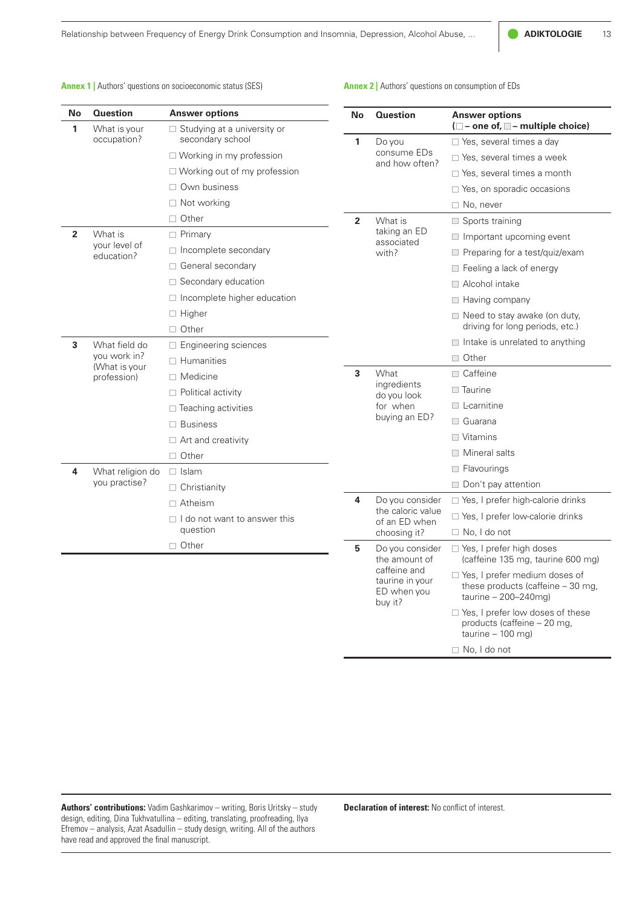**Annex 1 |** Authors' questions on socioeconomic status (SES)

| No | Question | Answer options |
|---|---|---|
| 1 | What is your occupation? | ☐ Studying at a university or secondary school |
| | | ☐ Working in my profession |
| | | ☐ Working out of my profession |
| | | ☐ Own business |
| | | ☐ Not working |
| | | ☐ Other |
| 2 | What is your level of education? | ☐ Primary |
| | | ☐ Incomplete secondary |
| | | ☐ General secondary |
| | | ☐ Secondary education |
| | | ☐ Incomplete higher education |
| | | ☐ Higher |
| | | ☐ Other |
| 3 | What field do you work in? (What is your profession) | ☐ Engineering sciences |
| | | ☐ Humanities |
| | | ☐ Medicine |
| | | ☐ Political activity |
| | | ☐ Teaching activities |
| | | ☐ Business |
| | | ☐ Art and creativity |
| | | ☐ Other |
| 4 | What religion do you practise? | ☐ Islam |
| | | ☐ Christianity |
| | | ☐ Atheism |
| | | ☐ I do not want to answer this question |
| | | ☐ Other |

**Annex 2 |** Authors' questions on consumption of EDs

| No | Question | Answer options (☐ – one of, ☐ – multiple choice) |
|---|---|---|
| 1 | Do you consume EDs and how often? | ☐ Yes, several times a day |
| | | ☐ Yes, several times a week |
| | | ☐ Yes, several times a month |
| | | ☐ Yes, on sporadic occasions |
| | | ☐ No, never |
| 2 | What is taking an ED associated with? | ☐ Sports training |
| | | ☐ Important upcoming event |
| | | ☐ Preparing for a test/quiz/exam |
| | | ☐ Feeling a lack of energy |
| | | ☐ Alcohol intake |
| | | ☐ Having company |
| | | ☐ Need to stay awake (on duty, driving for long periods, etc.) |
| | | ☐ Intake is unrelated to anything |
| | | ☐ Other |
| 3 | What ingredients do you look for when buying an ED? | ☐ Caffeine |
| | | ☐ Taurine |
| | | ☐ L-carnitine |
| | | ☐ Guarana |
| | | ☐ Vitamins |
| | | ☐ Mineral salts |
| | | ☐ Flavourings |
| | | ☐ Don't pay attention |
| 4 | Do you consider the caloric value of an ED when choosing it? | ☐ Yes, I prefer high-calorie drinks |
| | | ☐ Yes, I prefer low-calorie drinks |
| | | ☐ No, I do not |
| 5 | Do you consider the amount of caffeine and taurine in your ED when you buy it? | ☐ Yes, I prefer high doses (caffeine 135 mg, taurine 600 mg) |
| | | ☐ Yes, I prefer medium doses of these products (caffeine – 30 mg, taurine – 200–240mg) |
| | | ☐ Yes, I prefer low doses of these products (caffeine – 20 mg, taurine – 100 mg) |
| | | ☐ No, I do not |

**Authors' contributions:** Vadim Gashkarimov – writing, Boris Uritsky – study design, editing, Dina Tukhvatullina – editing, translating, proofreading, Ilya Efremov – analysis, Azat Asadullin – study design, writing. All of the authors have read and approved the final manuscript.

**Declaration of interest:** No conflict of interest.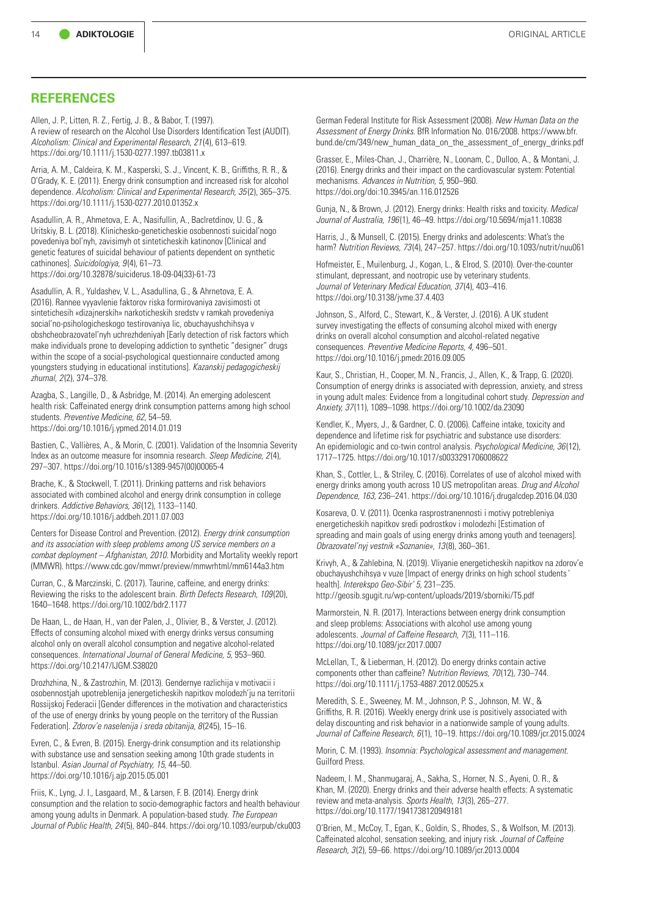## REFERENCES

Allen, J. P., Litten, R. Z., Fertig, J. B., & Babor, T. (1997). A review of research on the Alcohol Use Disorders Identification Test (AUDIT). *Alcoholism: Clinical and Experimental Research, 21*(4), 613–619. https://doi.org/10.1111/j.1530-0277.1997.tb03811.x

Arria, A. M., Caldeira, K. M., Kasperski, S. J., Vincent, K. B., Griffiths, R. R., & O'Grady, K. E. (2011). Energy drink consumption and increased risk for alcohol dependence. *Alcoholism: Clinical and Experimental Research, 35*(2), 365–375. https://doi.org/10.1111/j.1530-0277.2010.01352.x

Asadullin, A. R., Ahmetova, E. A., Nasifullin, A., Baclretdinov, U. G., & Uritskiy, B. L. (2018). Klinichesko-geneticheskie osobennosti suicidal'nogo povedeniya bol'nyh, zavisimyh ot sinteticheskih katinonov [Clinical and genetic features of suicidal behaviour of patients dependent on synthetic cathinones]. *Suicidologiya, 9*(4), 61–73. https://doi.org/10.32878/suiciderus.18-09-04(33)-61-73

Asadullin, A. R., Yuldashev, V. L., Asadullina, G., & Ahrnetova, E. A. (2016). Rannee vyyavlenie faktorov riska formirovaniya zavisimosti ot sintetichesih «dizajnerskih» narkoticheskih sredstv v ramkah provedeniya social'no-psihologicheskogo testirovaniya lic, obuchayushchihsya v obshcheobrazovatel'nyh uchrezhdeniyah [Early detection of risk factors which make individuals prone to developing addiction to synthetic "designer" drugs within the scope of a social-psychological questionnaire conducted among youngsters studying in educational institutions]. *Kazanskij pedagogicheskij zhurnal, 2*(2), 374–378.

Azagba, S., Langille, D., & Asbridge, M. (2014). An emerging adolescent health risk: Caffeinated energy drink consumption patterns among high school students. *Preventive Medicine, 62*, 54–59. https://doi.org/10.1016/j.ypmed.2014.01.019

Bastien, C., Vallières, A., & Morin, C. (2001). Validation of the Insomnia Severity Index as an outcome measure for insomnia research. *Sleep Medicine, 2*(4), 297–307. https://doi.org/10.1016/s1389-9457(00)00065-4

Brache, K., & Stockwell, T. (2011). Drinking patterns and risk behaviors associated with combined alcohol and energy drink consumption in college drinkers. *Addictive Behaviors, 36*(12), 1133–1140. https://doi.org/10.1016/j.addbeh.2011.07.003

Centers for Disease Control and Prevention. (2012). *Energy drink consumption and its association with sleep problems among US service members on a combat deployment – Afghanistan, 2010*. Morbidity and Mortality weekly report (MMWR). https://www.cdc.gov/mmwr/preview/mmwrhtml/mm6144a3.htm

Curran, C., & Marczinski, C. (2017). Taurine, caffeine, and energy drinks: Reviewing the risks to the adolescent brain. *Birth Defects Research, 109*(20), 1640–1648. https://doi.org/10.1002/bdr2.1177

De Haan, L., de Haan, H., van der Palen, J., Olivier, B., & Verster, J. (2012). Effects of consuming alcohol mixed with energy drinks versus consuming alcohol only on overall alcohol consumption and negative alcohol-related consequences. *International Journal of General Medicine, 5*, 953–960. https://doi.org/10.2147/IJGM.S38020

Drozhzhina, N., & Zastrozhin, M. (2013). Gendernye razlichija v motivacii i osobennostjah upotreblenija jenergeticheskih napitkov molodezh'ju na territorii Rossijskoj Federacii [Gender differences in the motivation and characteristics of the use of energy drinks by young people on the territory of the Russian Federation]. *Zdorov'e naselenija i sreda obitanija, 8*(245), 15–16.

Evren, C., & Evren, B. (2015). Energy-drink consumption and its relationship with substance use and sensation seeking among 10th grade students in Istanbul. *Asian Journal of Psychiatry, 15*, 44–50. https://doi.org/10.1016/j.ajp.2015.05.001

Friis, K., Lyng, J. I., Lasgaard, M., & Larsen, F. B. (2014). Energy drink consumption and the relation to socio-demographic factors and health behaviour among young adults in Denmark. A population-based study. *The European Journal of Public Health, 24*(5), 840–844. https://doi.org/10.1093/eurpub/cku003

German Federal Institute for Risk Assessment (2008). *New Human Data on the Assessment of Energy Drinks*. BfR Information No. 016/2008. https://www.bfr.bund.de/cm/349/new_human_data_on_the_assessment_of_energy_drinks.pdf

Grasser, E., Miles-Chan, J., Charrière, N., Loonam, C., Dulloo, A., & Montani, J. (2016). Energy drinks and their impact on the cardiovascular system: Potential mechanisms. *Advances in Nutrition, 5*, 950–960. https://doi.org/doi:10.3945/an.116.012526

Gunja, N., & Brown, J. (2012). Energy drinks: Health risks and toxicity. *Medical Journal of Australia, 196*(1), 46–49. https://doi.org/10.5694/mja11.10838

Harris, J., & Munsell, C. (2015). Energy drinks and adolescents: What's the harm? *Nutrition Reviews, 73*(4), 247–257. https://doi.org/10.1093/nutrit/nuu061

Hofmeister, E., Muilenburg, J., Kogan, L., & Elrod, S. (2010). Over-the-counter stimulant, depressant, and nootropic use by veterinary students. *Journal of Veterinary Medical Education, 37*(4), 403–416. https://doi.org/10.3138/jvme.37.4.403

Johnson, S., Alford, C., Stewart, K., & Verster, J. (2016). A UK student survey investigating the effects of consuming alcohol mixed with energy drinks on overall alcohol consumption and alcohol-related negative consequences. *Preventive Medicine Reports, 4*, 496–501. https://doi.org/10.1016/j.pmedr.2016.09.005

Kaur, S., Christian, H., Cooper, M. N., Francis, J., Allen, K., & Trapp, G. (2020). Consumption of energy drinks is associated with depression, anxiety, and stress in young adult males: Evidence from a longitudinal cohort study. *Depression and Anxiety, 37*(11), 1089–1098. https://doi.org/10.1002/da.23090

Kendler, K., Myers, J., & Gardner, C. O. (2006). Caffeine intake, toxicity and dependence and lifetime risk for psychiatric and substance use disorders: An epidemiologic and co-twin control analysis. *Psychological Medicine, 36*(12), 1717–1725. https://doi.org/10.1017/s0033291706008622

Khan, S., Cottler, L., & Striley, C. (2016). Correlates of use of alcohol mixed with energy drinks among youth across 10 US metropolitan areas. *Drug and Alcohol Dependence, 163*, 236–241. https://doi.org/10.1016/j.drugalcdep.2016.04.030

Kosareva, O. V. (2011). Ocenka rasprostranennosti i motivy potrebleniya energeticheskih napitkov sredi podrostkov i molodezhi [Estimation of spreading and main goals of using energy drinks among youth and teenagers]. *Obrazovatel'nyj vestnik «Soznanie», 13*(8), 360–361.

Krivyh, A., & Zahlebina, N. (2019). Vliyanie energeticheskih napitkov na zdorov'e obuchayushchihsya v vuze [Impact of energy drinks on high school students' health]. *Interekspo Geo-Sibir' 5*, 231–235. http://geosib.sgugit.ru/wp-content/uploads/2019/sborniki/T5.pdf

Marmorstein, N. R. (2017). Interactions between energy drink consumption and sleep problems: Associations with alcohol use among young adolescents. *Journal of Caffeine Research, 7*(3), 111–116. https://doi.org/10.1089/jcr.2017.0007

McLellan, T., & Lieberman, H. (2012). Do energy drinks contain active components other than caffeine? *Nutrition Reviews, 70*(12), 730–744. https://doi.org/10.1111/j.1753-4887.2012.00525.x

Meredith, S. E., Sweeney, M. M., Johnson, P. S., Johnson, M. W., & Griffiths, R. R. (2016). Weekly energy drink use is positively associated with delay discounting and risk behavior in a nationwide sample of young adults. *Journal of Caffeine Research, 6*(1), 10–19. https://doi.org/10.1089/jcr.2015.0024

Morin, C. M. (1993). *Insomnia: Psychological assessment and management*. Guilford Press.

Nadeem, I. M., Shanmugaraj, A., Sakha, S., Horner, N. S., Ayeni, O. R., & Khan, M. (2020). Energy drinks and their adverse health effects: A systematic review and meta-analysis. *Sports Health, 13*(3), 265–277. https://doi.org/10.1177/1941738120949181

O'Brien, M., McCoy, T., Egan, K., Goldin, S., Rhodes, S., & Wolfson, M. (2013). Caffeinated alcohol, sensation seeking, and injury risk. *Journal of Caffeine Research, 3*(2), 59–66. https://doi.org/10.1089/jcr.2013.0004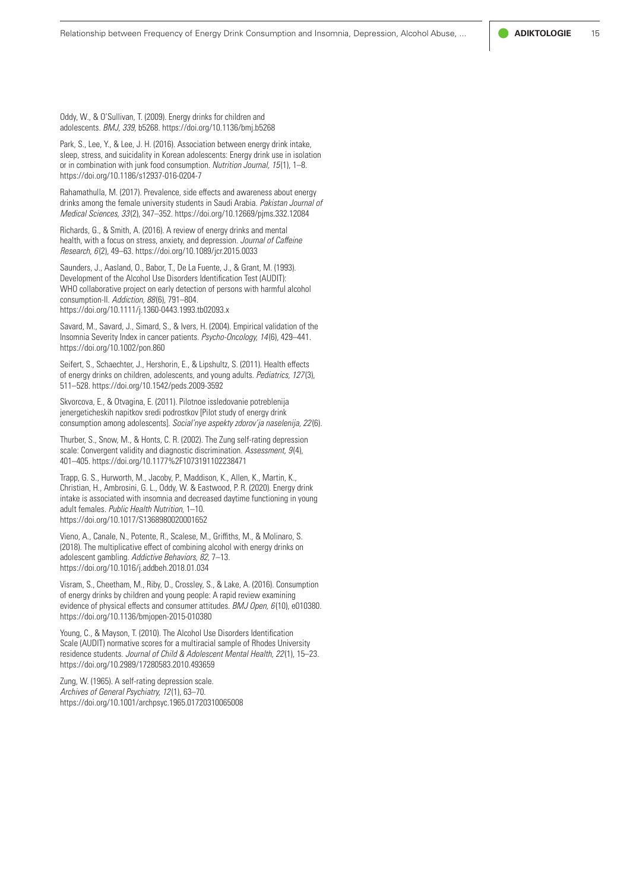Oddy, W., & O'Sullivan, T. (2009). Energy drinks for children and adolescents. *BMJ, 339*, b5268. https://doi.org/10.1136/bmj.b5268

Park, S., Lee, Y., & Lee, J. H. (2016). Association between energy drink intake, sleep, stress, and suicidality in Korean adolescents: Energy drink use in isolation or in combination with junk food consumption. *Nutrition Journal, 15*(1), 1–8. https://doi.org/10.1186/s12937-016-0204-7

Rahamathulla, M. (2017). Prevalence, side effects and awareness about energy drinks among the female university students in Saudi Arabia. *Pakistan Journal of Medical Sciences, 33*(2), 347–352. https://doi.org/10.12669/pjms.332.12084

Richards, G., & Smith, A. (2016). A review of energy drinks and mental health, with a focus on stress, anxiety, and depression. *Journal of Caffeine Research, 6*(2), 49–63. https://doi.org/10.1089/jcr.2015.0033

Saunders, J., Aasland, O., Babor, T., De La Fuente, J., & Grant, M. (1993). Development of the Alcohol Use Disorders Identification Test (AUDIT): WHO collaborative project on early detection of persons with harmful alcohol consumption-II. *Addiction, 88*(6), 791–804. https://doi.org/10.1111/j.1360-0443.1993.tb02093.x

Savard, M., Savard, J., Simard, S., & Ivers, H. (2004). Empirical validation of the Insomnia Severity Index in cancer patients. *Psycho-Oncology, 14*(6), 429–441. https://doi.org/10.1002/pon.860

Seifert, S., Schaechter, J., Hershorin, E., & Lipshultz, S. (2011). Health effects of energy drinks on children, adolescents, and young adults. *Pediatrics, 127*(3), 511–528. https://doi.org/10.1542/peds.2009-3592

Skvorcova, E., & Otvagina, E. (2011). Pilotnoe issledovanie potreblenija jenergeticheskih napitkov sredi podrostkov [Pilot study of energy drink consumption among adolescents]. *Social'nye aspekty zdorov'ja naselenija, 22*(6).

Thurber, S., Snow, M., & Honts, C. R. (2002). The Zung self-rating depression scale: Convergent validity and diagnostic discrimination. *Assessment, 9*(4), 401–405. https://doi.org/10.1177%2F1073191102238471

Trapp, G. S., Hurworth, M., Jacoby, P., Maddison, K., Allen, K., Martin, K., Christian, H., Ambrosini, G. L., Oddy, W. & Eastwood, P. R. (2020). Energy drink intake is associated with insomnia and decreased daytime functioning in young adult females. *Public Health Nutrition,* 1–10. https://doi.org/10.1017/S1368980020001652

Vieno, A., Canale, N., Potente, R., Scalese, M., Griffiths, M., & Molinaro, S. (2018). The multiplicative effect of combining alcohol with energy drinks on adolescent gambling. *Addictive Behaviors, 82*, 7–13. https://doi.org/10.1016/j.addbeh.2018.01.034

Visram, S., Cheetham, M., Riby, D., Crossley, S., & Lake, A. (2016). Consumption of energy drinks by children and young people: A rapid review examining evidence of physical effects and consumer attitudes. *BMJ Open, 6*(10), e010380. https://doi.org/10.1136/bmjopen-2015-010380

Young, C., & Mayson, T. (2010). The Alcohol Use Disorders Identification Scale (AUDIT) normative scores for a multiracial sample of Rhodes University residence students. *Journal of Child & Adolescent Mental Health, 22*(1), 15–23. https://doi.org/10.2989/17280583.2010.493659

Zung, W. (1965). A self-rating depression scale. *Archives of General Psychiatry, 12*(1), 63–70. https://doi.org/10.1001/archpsyc.1965.01720310065008